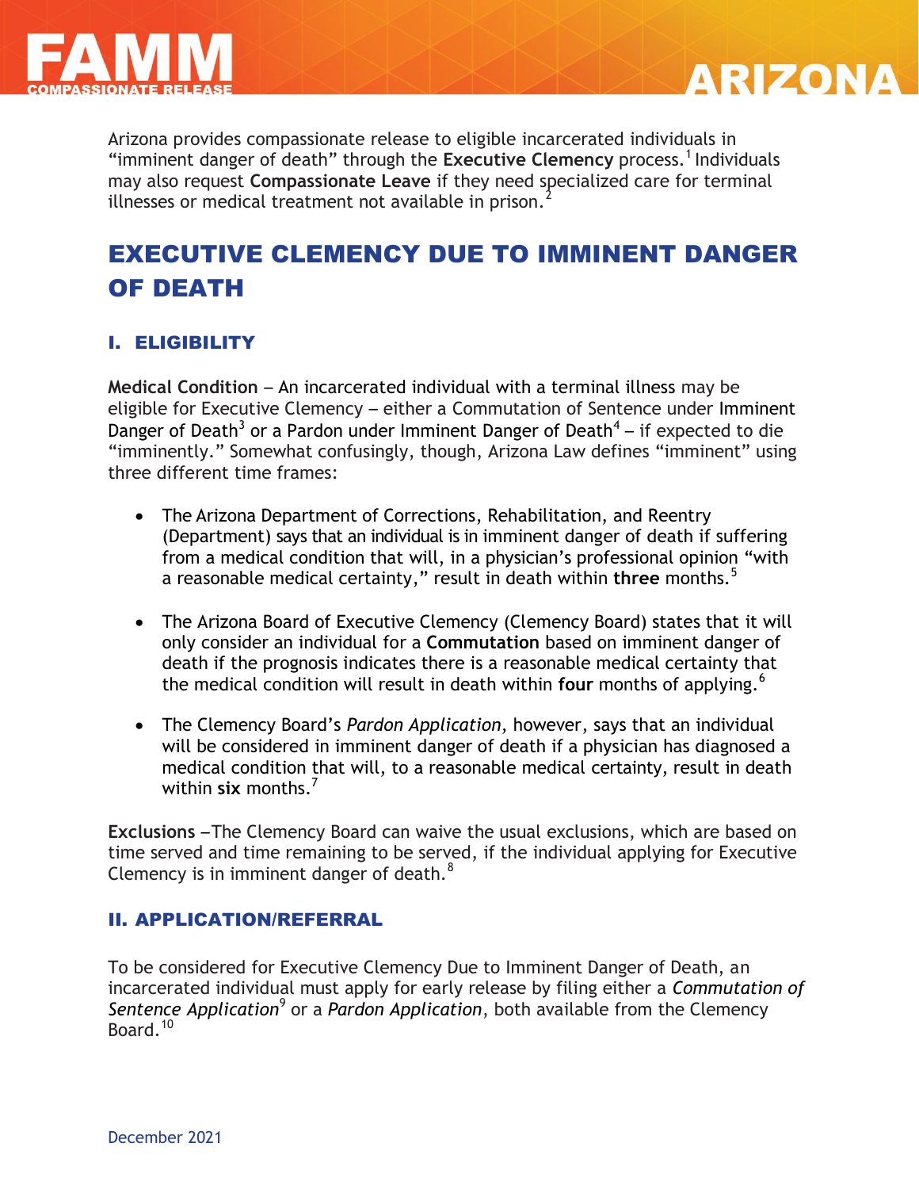# FAMM COMPASSIONATE RELEASE — ARIZONA

Arizona provides compassionate release to eligible incarcerated individuals in "imminent danger of death" through the **Executive Clemency** process.[1] Individuals may also request **Compassionate Leave** if they need specialized care for terminal illnesses or medical treatment not available in prison.[2]

## EXECUTIVE CLEMENCY DUE TO IMMINENT DANGER OF DEATH

### I. ELIGIBILITY

**Medical Condition** – An incarcerated individual with a terminal illness may be eligible for Executive Clemency – either a Commutation of Sentence under Imminent Danger of Death[3] or a Pardon under Imminent Danger of Death[4] – if expected to die "imminently." Somewhat confusingly, though, Arizona Law defines "imminent" using three different time frames:

- The Arizona Department of Corrections, Rehabilitation, and Reentry (Department) says that an individual is in imminent danger of death if suffering from a medical condition that will, in a physician's professional opinion "with a reasonable medical certainty," result in death within **three** months.[5]

- The Arizona Board of Executive Clemency (Clemency Board) states that it will only consider an individual for a **Commutation** based on imminent danger of death if the prognosis indicates there is a reasonable medical certainty that the medical condition will result in death within **four** months of applying.[6]

- The Clemency Board's *Pardon Application*, however, says that an individual will be considered in imminent danger of death if a physician has diagnosed a medical condition that will, to a reasonable medical certainty, result in death within **six** months.[7]

**Exclusions** –The Clemency Board can waive the usual exclusions, which are based on time served and time remaining to be served, if the individual applying for Executive Clemency is in imminent danger of death.[8]

### II. APPLICATION/REFERRAL

To be considered for Executive Clemency Due to Imminent Danger of Death, an incarcerated individual must apply for early release by filing either a *Commutation of Sentence Application*[9] or a *Pardon Application*, both available from the Clemency Board.[10]

December 2021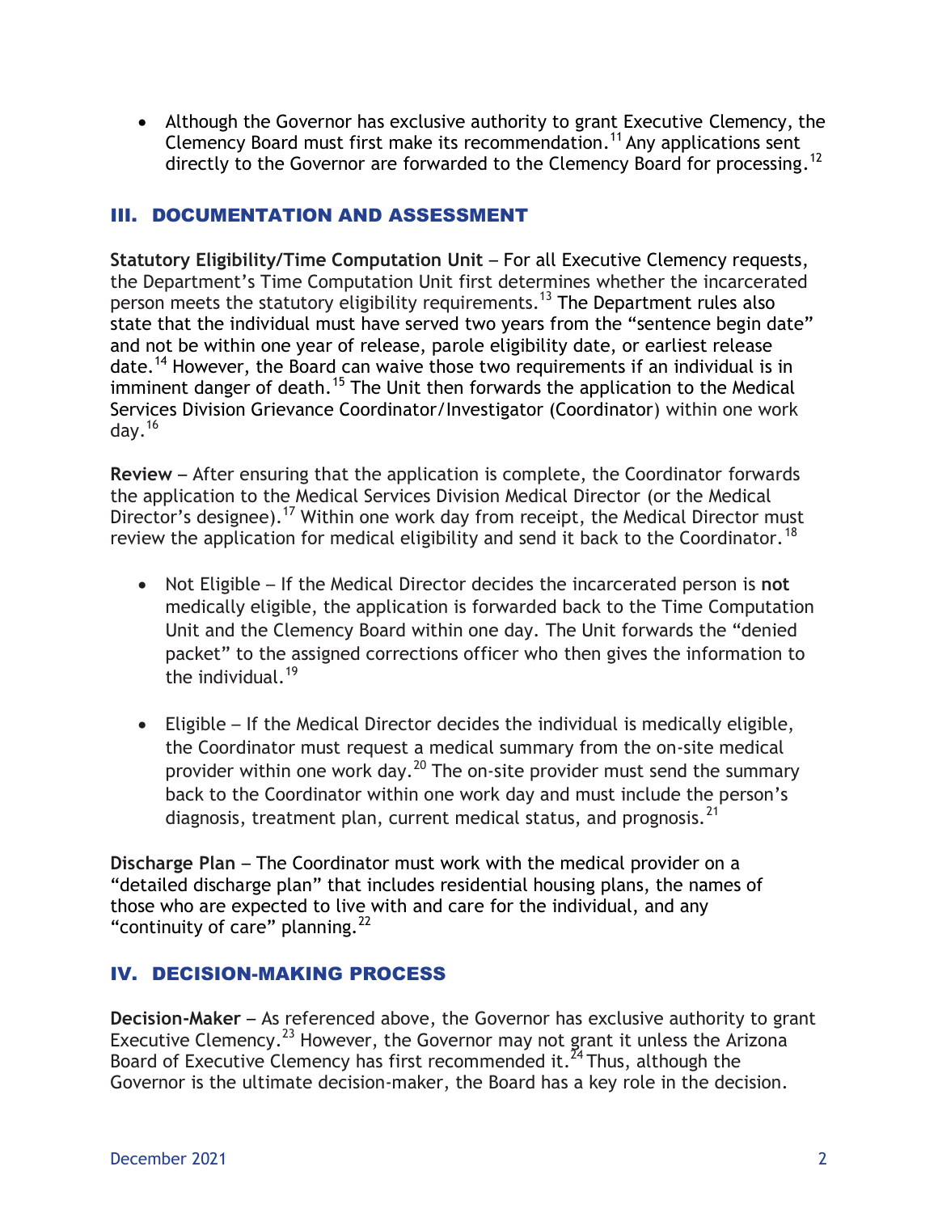- Although the Governor has exclusive authority to grant Executive Clemency, the Clemency Board must first make its recommendation.[11] Any applications sent directly to the Governor are forwarded to the Clemency Board for processing.[12]

## III. DOCUMENTATION AND ASSESSMENT

**Statutory Eligibility/Time Computation Unit** – For all Executive Clemency requests, the Department's Time Computation Unit first determines whether the incarcerated person meets the statutory eligibility requirements.[13] The Department rules also state that the individual must have served two years from the "sentence begin date" and not be within one year of release, parole eligibility date, or earliest release date.[14] However, the Board can waive those two requirements if an individual is in imminent danger of death.[15] The Unit then forwards the application to the Medical Services Division Grievance Coordinator/Investigator (Coordinator) within one work day.[16]

**Review** – After ensuring that the application is complete, the Coordinator forwards the application to the Medical Services Division Medical Director (or the Medical Director's designee).[17] Within one work day from receipt, the Medical Director must review the application for medical eligibility and send it back to the Coordinator.[18]

- Not Eligible – If the Medical Director decides the incarcerated person is **not** medically eligible, the application is forwarded back to the Time Computation Unit and the Clemency Board within one day. The Unit forwards the "denied packet" to the assigned corrections officer who then gives the information to the individual.[19]

- Eligible – If the Medical Director decides the individual is medically eligible, the Coordinator must request a medical summary from the on-site medical provider within one work day.[20] The on-site provider must send the summary back to the Coordinator within one work day and must include the person's diagnosis, treatment plan, current medical status, and prognosis.[21]

**Discharge Plan** – The Coordinator must work with the medical provider on a "detailed discharge plan" that includes residential housing plans, the names of those who are expected to live with and care for the individual, and any "continuity of care" planning.[22]

## IV. DECISION-MAKING PROCESS

**Decision-Maker** – As referenced above, the Governor has exclusive authority to grant Executive Clemency.[23] However, the Governor may not grant it unless the Arizona Board of Executive Clemency has first recommended it.[24] Thus, although the Governor is the ultimate decision-maker, the Board has a key role in the decision.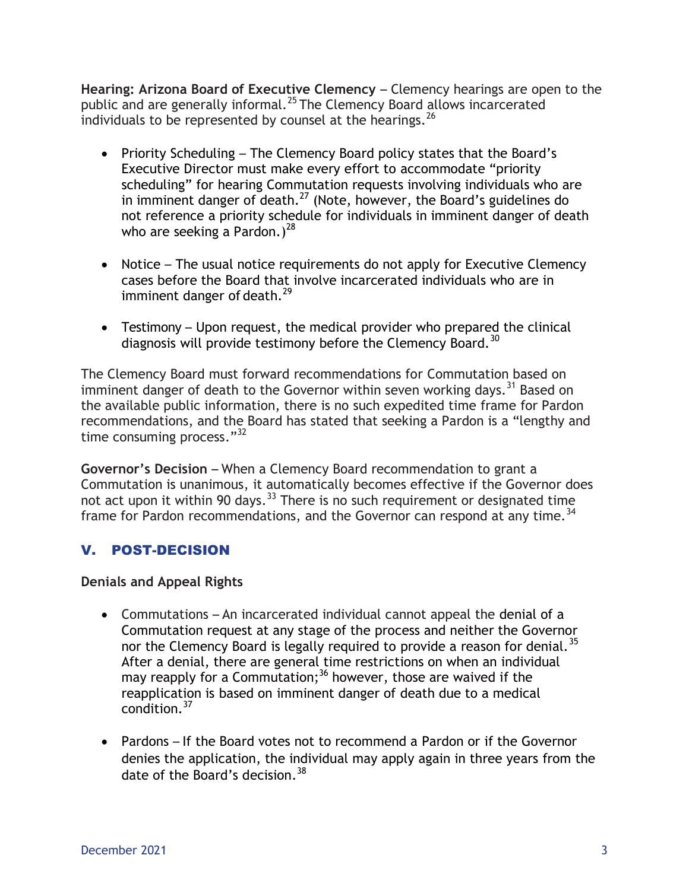**Hearing: Arizona Board of Executive Clemency** – Clemency hearings are open to the public and are generally informal.[25] The Clemency Board allows incarcerated individuals to be represented by counsel at the hearings.[26]

- Priority Scheduling – The Clemency Board policy states that the Board's Executive Director must make every effort to accommodate "priority scheduling" for hearing Commutation requests involving individuals who are in imminent danger of death.[27] (Note, however, the Board's guidelines do not reference a priority schedule for individuals in imminent danger of death who are seeking a Pardon.)[28]

- Notice – The usual notice requirements do not apply for Executive Clemency cases before the Board that involve incarcerated individuals who are in imminent danger of death.[29]

- Testimony – Upon request, the medical provider who prepared the clinical diagnosis will provide testimony before the Clemency Board.[30]

The Clemency Board must forward recommendations for Commutation based on imminent danger of death to the Governor within seven working days.[31] Based on the available public information, there is no such expedited time frame for Pardon recommendations, and the Board has stated that seeking a Pardon is a "lengthy and time consuming process."[32]

**Governor's Decision** – When a Clemency Board recommendation to grant a Commutation is unanimous, it automatically becomes effective if the Governor does not act upon it within 90 days.[33] There is no such requirement or designated time frame for Pardon recommendations, and the Governor can respond at any time.[34]

## V. POST-DECISION

**Denials and Appeal Rights**

- Commutations – An incarcerated individual cannot appeal the denial of a Commutation request at any stage of the process and neither the Governor nor the Clemency Board is legally required to provide a reason for denial.[35] After a denial, there are general time restrictions on when an individual may reapply for a Commutation;[36] however, those are waived if the reapplication is based on imminent danger of death due to a medical condition.[37]

- Pardons – If the Board votes not to recommend a Pardon or if the Governor denies the application, the individual may apply again in three years from the date of the Board's decision.[38]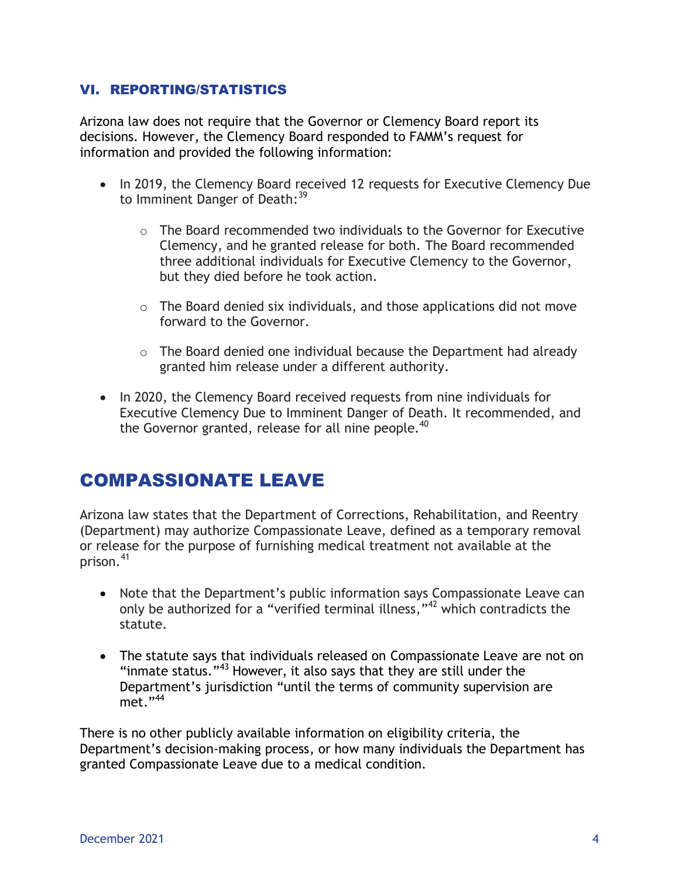## VI. REPORTING/STATISTICS

Arizona law does not require that the Governor or Clemency Board report its decisions. However, the Clemency Board responded to FAMM's request for information and provided the following information:

- In 2019, the Clemency Board received 12 requests for Executive Clemency Due to Imminent Danger of Death:[39]
  - The Board recommended two individuals to the Governor for Executive Clemency, and he granted release for both. The Board recommended three additional individuals for Executive Clemency to the Governor, but they died before he took action.
  - The Board denied six individuals, and those applications did not move forward to the Governor.
  - The Board denied one individual because the Department had already granted him release under a different authority.
- In 2020, the Clemency Board received requests from nine individuals for Executive Clemency Due to Imminent Danger of Death. It recommended, and the Governor granted, release for all nine people.[40]

# COMPASSIONATE LEAVE

Arizona law states that the Department of Corrections, Rehabilitation, and Reentry (Department) may authorize Compassionate Leave, defined as a temporary removal or release for the purpose of furnishing medical treatment not available at the prison.[41]

- Note that the Department's public information says Compassionate Leave can only be authorized for a "verified terminal illness,"[42] which contradicts the statute.
- The statute says that individuals released on Compassionate Leave are not on "inmate status."[43] However, it also says that they are still under the Department's jurisdiction "until the terms of community supervision are met."[44]

There is no other publicly available information on eligibility criteria, the Department's decision-making process, or how many individuals the Department has granted Compassionate Leave due to a medical condition.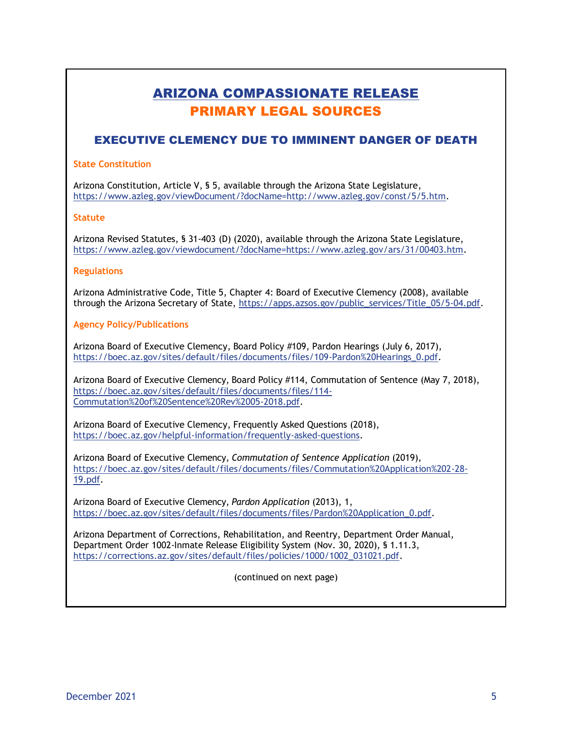# ARIZONA COMPASSIONATE RELEASE
## PRIMARY LEGAL SOURCES

### EXECUTIVE CLEMENCY DUE TO IMMINENT DANGER OF DEATH

**State Constitution**

Arizona Constitution, Article V, § 5, available through the Arizona State Legislature, https://www.azleg.gov/viewDocument/?docName=http://www.azleg.gov/const/5/5.htm.

**Statute**

Arizona Revised Statutes, § 31-403 (D) (2020), available through the Arizona State Legislature, https://www.azleg.gov/viewdocument/?docName=https://www.azleg.gov/ars/31/00403.htm.

**Regulations**

Arizona Administrative Code, Title 5, Chapter 4: Board of Executive Clemency (2008), available through the Arizona Secretary of State, https://apps.azsos.gov/public_services/Title_05/5-04.pdf.

**Agency Policy/Publications**

Arizona Board of Executive Clemency, Board Policy #109, Pardon Hearings (July 6, 2017), https://boec.az.gov/sites/default/files/documents/files/109-Pardon%20Hearings_0.pdf.

Arizona Board of Executive Clemency, Board Policy #114, Commutation of Sentence (May 7, 2018), https://boec.az.gov/sites/default/files/documents/files/114-Commutation%20of%20Sentence%20Rev%2005-2018.pdf.

Arizona Board of Executive Clemency, Frequently Asked Questions (2018), https://boec.az.gov/helpful-information/frequently-asked-questions.

Arizona Board of Executive Clemency, *Commutation of Sentence Application* (2019), https://boec.az.gov/sites/default/files/documents/files/Commutation%20Application%202-28-19.pdf.

Arizona Board of Executive Clemency, *Pardon Application* (2013), 1, https://boec.az.gov/sites/default/files/documents/files/Pardon%20Application_0.pdf.

Arizona Department of Corrections, Rehabilitation, and Reentry, Department Order Manual, Department Order 1002-Inmate Release Eligibility System (Nov. 30, 2020), § 1.11.3, https://corrections.az.gov/sites/default/files/policies/1000/1002_031021.pdf.

(continued on next page)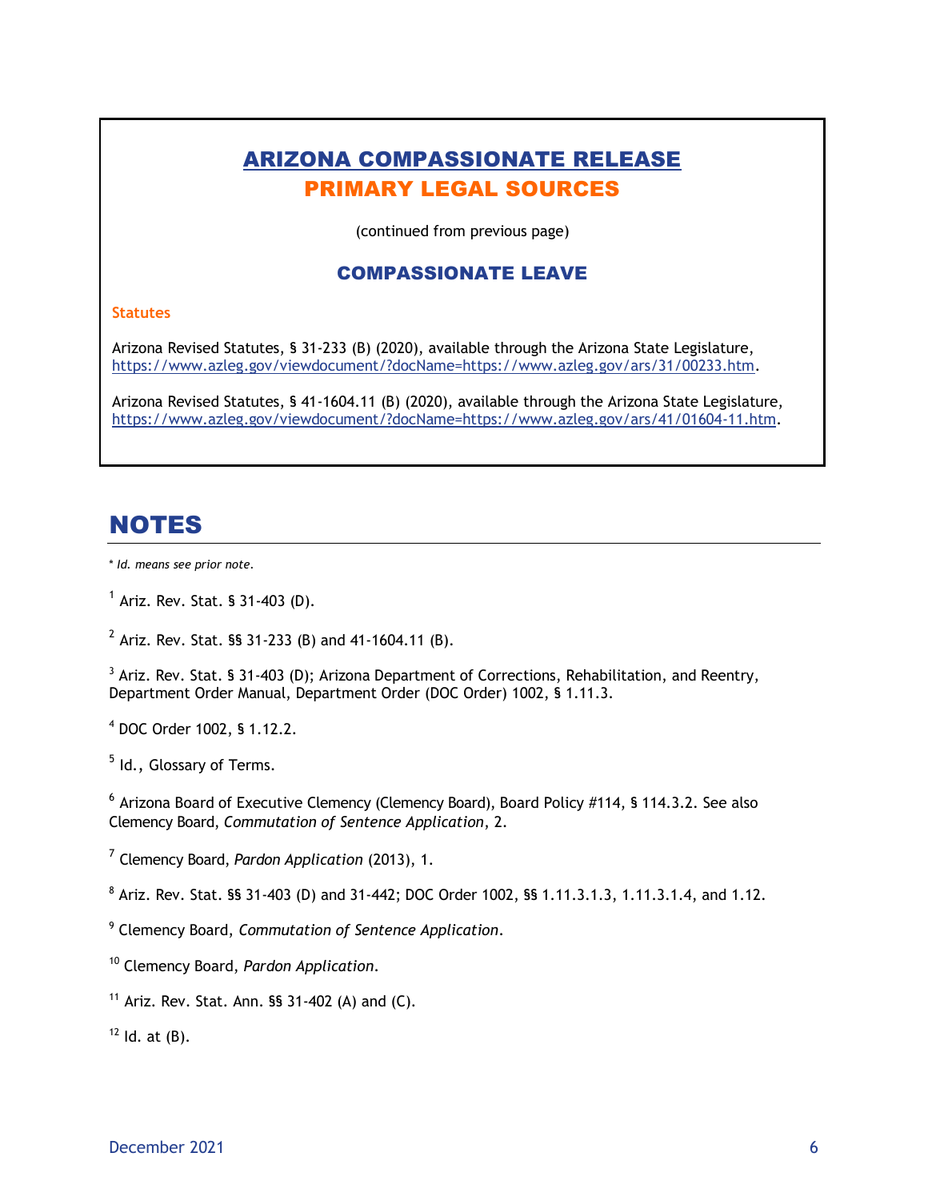## ARIZONA COMPASSIONATE RELEASE
## PRIMARY LEGAL SOURCES

(continued from previous page)

### COMPASSIONATE LEAVE

**Statutes**

Arizona Revised Statutes, § 31-233 (B) (2020), available through the Arizona State Legislature, https://www.azleg.gov/viewdocument/?docName=https://www.azleg.gov/ars/31/00233.htm.

Arizona Revised Statutes, § 41-1604.11 (B) (2020), available through the Arizona State Legislature, https://www.azleg.gov/viewdocument/?docName=https://www.azleg.gov/ars/41/01604-11.htm.

# NOTES

\* *Id. means see prior note.*

[1] Ariz. Rev. Stat. § 31-403 (D).

[2] Ariz. Rev. Stat. §§ 31-233 (B) and 41-1604.11 (B).

[3] Ariz. Rev. Stat. § 31-403 (D); Arizona Department of Corrections, Rehabilitation, and Reentry, Department Order Manual, Department Order (DOC Order) 1002, § 1.11.3.

[4] DOC Order 1002, § 1.12.2.

[5] Id., Glossary of Terms.

[6] Arizona Board of Executive Clemency (Clemency Board), Board Policy #114, § 114.3.2. See also Clemency Board, *Commutation of Sentence Application*, 2.

[7] Clemency Board, *Pardon Application* (2013), 1.

[8] Ariz. Rev. Stat. §§ 31-403 (D) and 31-442; DOC Order 1002, §§ 1.11.3.1.3, 1.11.3.1.4, and 1.12.

[9] Clemency Board, *Commutation of Sentence Application*.

[10] Clemency Board, *Pardon Application*.

[11] Ariz. Rev. Stat. Ann. §§ 31-402 (A) and (C).

[12] Id. at (B).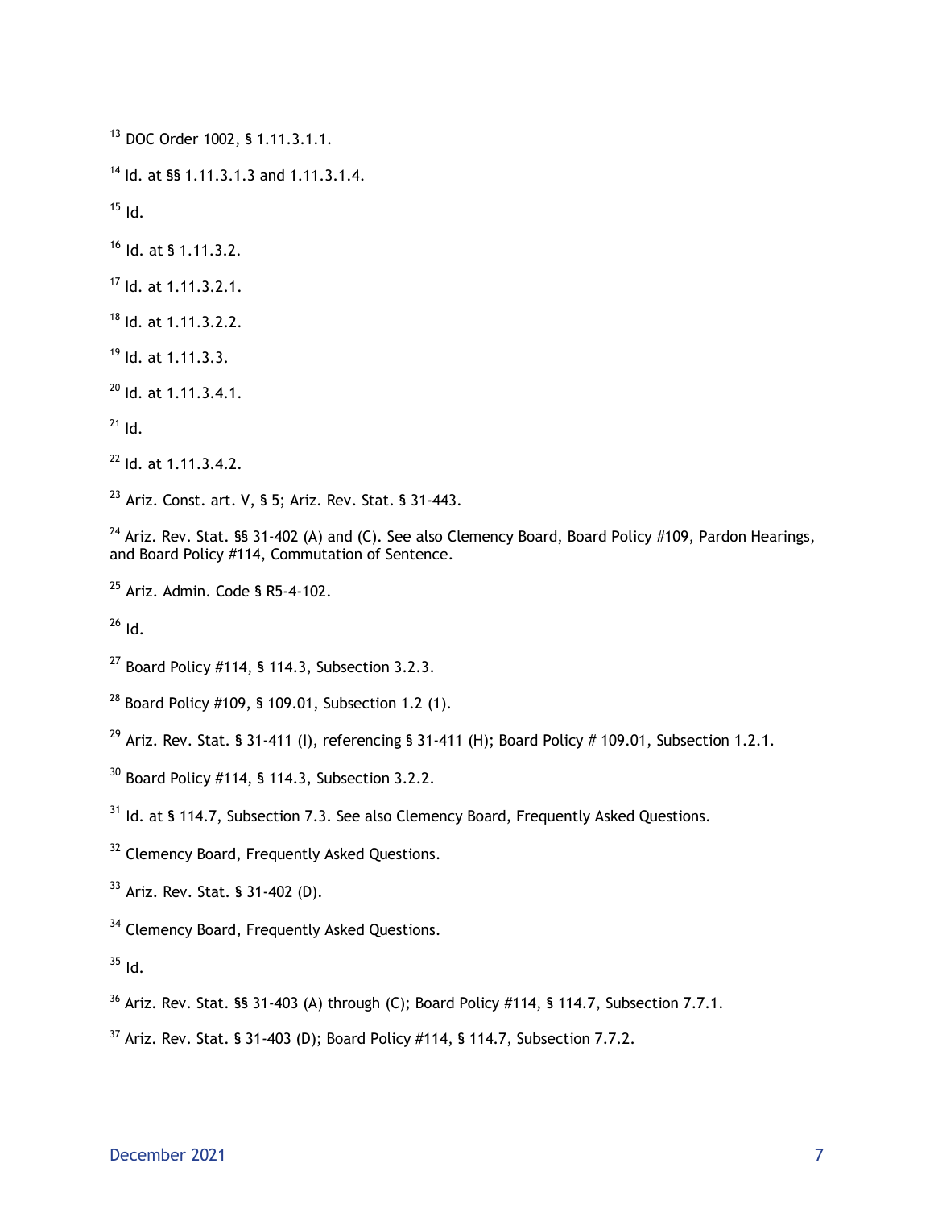[13] DOC Order 1002, § 1.11.3.1.1.

[14] Id. at §§ 1.11.3.1.3 and 1.11.3.1.4.

[15] Id.

[16] Id. at § 1.11.3.2.

[17] Id. at 1.11.3.2.1.

[18] Id. at 1.11.3.2.2.

[19] Id. at 1.11.3.3.

[20] Id. at 1.11.3.4.1.

[21] Id.

[22] Id. at 1.11.3.4.2.

[23] Ariz. Const. art. V, § 5; Ariz. Rev. Stat. § 31-443.

[24] Ariz. Rev. Stat. §§ 31-402 (A) and (C). See also Clemency Board, Board Policy #109, Pardon Hearings, and Board Policy #114, Commutation of Sentence.

[25] Ariz. Admin. Code § R5-4-102.

[26] Id.

[27] Board Policy #114, § 114.3, Subsection 3.2.3.

[28] Board Policy #109, § 109.01, Subsection 1.2 (1).

[29] Ariz. Rev. Stat. § 31-411 (I), referencing § 31-411 (H); Board Policy # 109.01, Subsection 1.2.1.

[30] Board Policy #114, § 114.3, Subsection 3.2.2.

[31] Id. at § 114.7, Subsection 7.3. See also Clemency Board, Frequently Asked Questions.

[32] Clemency Board, Frequently Asked Questions.

[33] Ariz. Rev. Stat. § 31-402 (D).

[34] Clemency Board, Frequently Asked Questions.

[35] Id.

[36] Ariz. Rev. Stat. §§ 31-403 (A) through (C); Board Policy #114, § 114.7, Subsection 7.7.1.

[37] Ariz. Rev. Stat. § 31-403 (D); Board Policy #114, § 114.7, Subsection 7.7.2.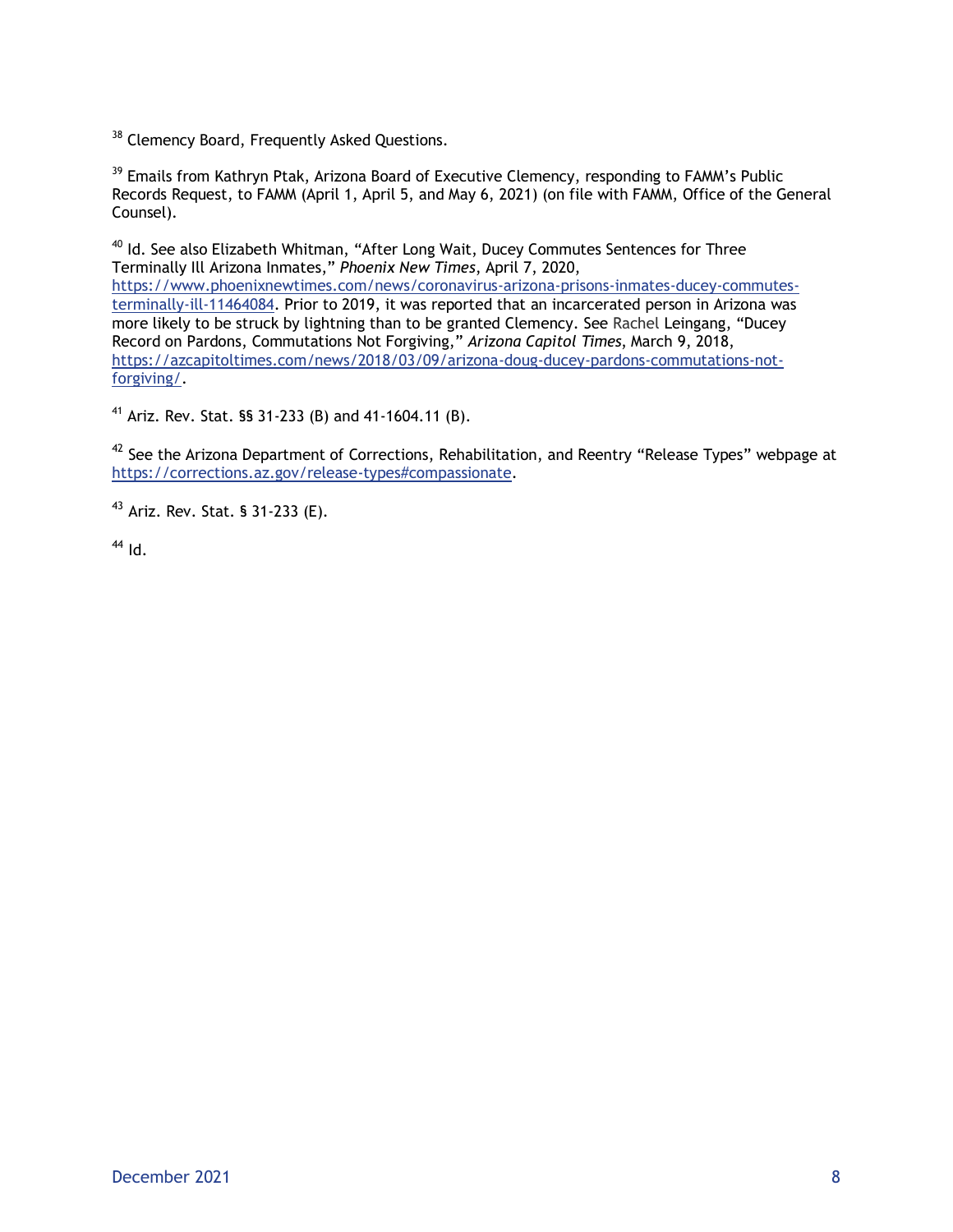[38] Clemency Board, Frequently Asked Questions.

[39] Emails from Kathryn Ptak, Arizona Board of Executive Clemency, responding to FAMM's Public Records Request, to FAMM (April 1, April 5, and May 6, 2021) (on file with FAMM, Office of the General Counsel).

[40] Id. See also Elizabeth Whitman, "After Long Wait, Ducey Commutes Sentences for Three Terminally Ill Arizona Inmates," *Phoenix New Times*, April 7, 2020, https://www.phoenixnewtimes.com/news/coronavirus-arizona-prisons-inmates-ducey-commutes-terminally-ill-11464084. Prior to 2019, it was reported that an incarcerated person in Arizona was more likely to be struck by lightning than to be granted Clemency. See Rachel Leingang, "Ducey Record on Pardons, Commutations Not Forgiving," *Arizona Capitol Times*, March 9, 2018, https://azcapitoltimes.com/news/2018/03/09/arizona-doug-ducey-pardons-commutations-not-forgiving/.

[41] Ariz. Rev. Stat. §§ 31-233 (B) and 41-1604.11 (B).

[42] See the Arizona Department of Corrections, Rehabilitation, and Reentry "Release Types" webpage at https://corrections.az.gov/release-types#compassionate.

[43] Ariz. Rev. Stat. § 31-233 (E).

[44] Id.